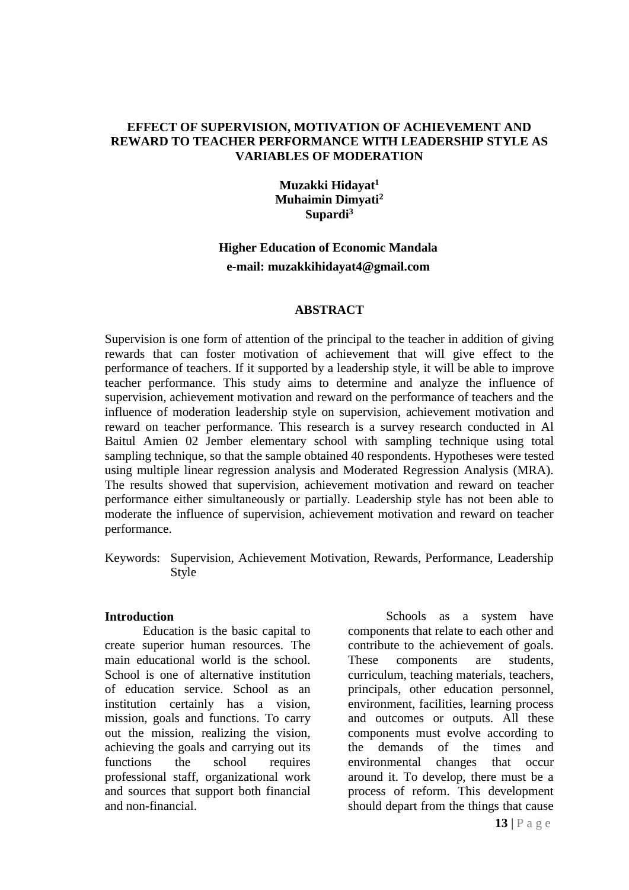# EFFECT OF SUPERVISION, MOTIVATION OF ACHIEVEMENT AND REWARD TO TEACHER PERFORMANCE WITH LEADERSHIP STYLE AS VARIABLES OF MODERATION

**Muzakki Hidayat[1]**
**Muhaimin Dimyati[2]**
**Supardi[3]**

**Higher Education of Economic Mandala**
**e-mail: muzakkihidayat4@gmail.com**

## ABSTRACT

Supervision is one form of attention of the principal to the teacher in addition of giving rewards that can foster motivation of achievement that will give effect to the performance of teachers. If it supported by a leadership style, it will be able to improve teacher performance. This study aims to determine and analyze the influence of supervision, achievement motivation and reward on the performance of teachers and the influence of moderation leadership style on supervision, achievement motivation and reward on teacher performance. This research is a survey research conducted in Al Baitul Amien 02 Jember elementary school with sampling technique using total sampling technique, so that the sample obtained 40 respondents. Hypotheses were tested using multiple linear regression analysis and Moderated Regression Analysis (MRA). The results showed that supervision, achievement motivation and reward on teacher performance either simultaneously or partially. Leadership style has not been able to moderate the influence of supervision, achievement motivation and reward on teacher performance.

Keywords: Supervision, Achievement Motivation, Rewards, Performance, Leadership Style

## Introduction

Education is the basic capital to create superior human resources. The main educational world is the school. School is one of alternative institution of education service. School as an institution certainly has a vision, mission, goals and functions. To carry out the mission, realizing the vision, achieving the goals and carrying out its functions the school requires professional staff, organizational work and sources that support both financial and non-financial.

Schools as a system have components that relate to each other and contribute to the achievement of goals. These components are students, curriculum, teaching materials, teachers, principals, other education personnel, environment, facilities, learning process and outcomes or outputs. All these components must evolve according to the demands of the times and environmental changes that occur around it. To develop, there must be a process of reform. This development should depart from the things that cause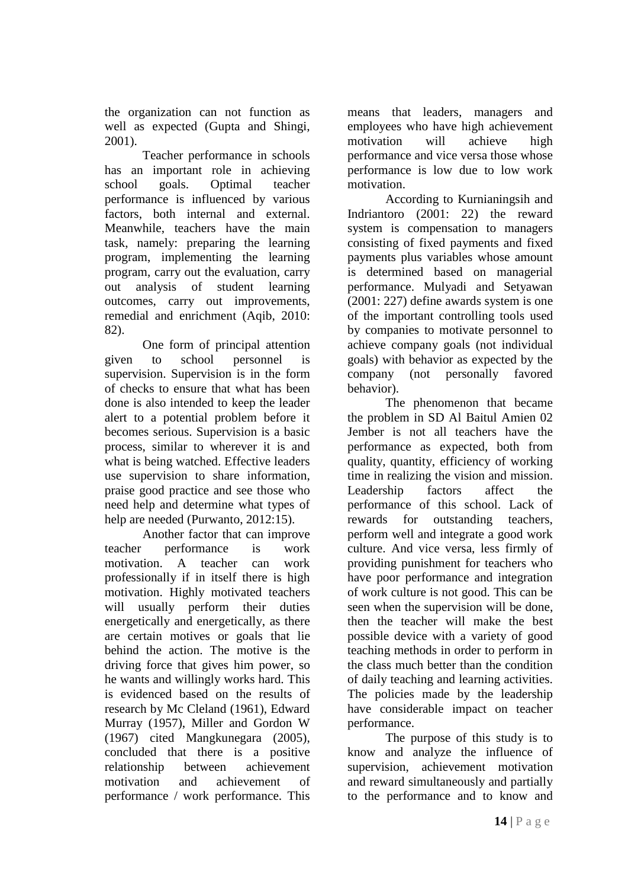the organization can not function as well as expected (Gupta and Shingi, 2001).

Teacher performance in schools has an important role in achieving school goals. Optimal teacher performance is influenced by various factors, both internal and external. Meanwhile, teachers have the main task, namely: preparing the learning program, implementing the learning program, carry out the evaluation, carry out analysis of student learning outcomes, carry out improvements, remedial and enrichment (Aqib, 2010: 82).

One form of principal attention given to school personnel is supervision. Supervision is in the form of checks to ensure that what has been done is also intended to keep the leader alert to a potential problem before it becomes serious. Supervision is a basic process, similar to wherever it is and what is being watched. Effective leaders use supervision to share information, praise good practice and see those who need help and determine what types of help are needed (Purwanto, 2012:15).

Another factor that can improve teacher performance is work motivation. A teacher can work professionally if in itself there is high motivation. Highly motivated teachers will usually perform their duties energetically and energetically, as there are certain motives or goals that lie behind the action. The motive is the driving force that gives him power, so he wants and willingly works hard. This is evidenced based on the results of research by Mc Cleland (1961), Edward Murray (1957), Miller and Gordon W (1967) cited Mangkunegara (2005), concluded that there is a positive relationship between achievement motivation and achievement of performance / work performance. This means that leaders, managers and employees who have high achievement motivation will achieve high performance and vice versa those whose performance is low due to low work motivation.

According to Kurnianingsih and Indriantoro (2001: 22) the reward system is compensation to managers consisting of fixed payments and fixed payments plus variables whose amount is determined based on managerial performance. Mulyadi and Setyawan (2001: 227) define awards system is one of the important controlling tools used by companies to motivate personnel to achieve company goals (not individual goals) with behavior as expected by the company (not personally favored behavior).

The phenomenon that became the problem in SD Al Baitul Amien 02 Jember is not all teachers have the performance as expected, both from quality, quantity, efficiency of working time in realizing the vision and mission. Leadership factors affect the performance of this school. Lack of rewards for outstanding teachers, perform well and integrate a good work culture. And vice versa, less firmly of providing punishment for teachers who have poor performance and integration of work culture is not good. This can be seen when the supervision will be done, then the teacher will make the best possible device with a variety of good teaching methods in order to perform in the class much better than the condition of daily teaching and learning activities. The policies made by the leadership have considerable impact on teacher performance.

The purpose of this study is to know and analyze the influence of supervision, achievement motivation and reward simultaneously and partially to the performance and to know and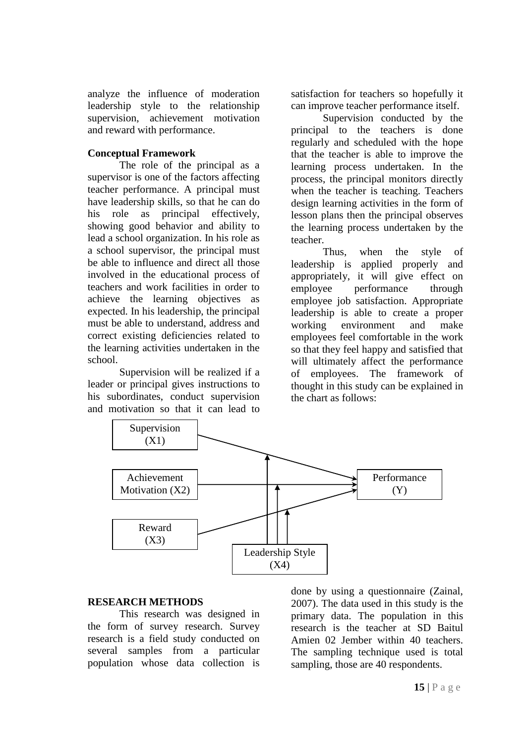analyze the influence of moderation leadership style to the relationship supervision, achievement motivation and reward with performance.

**Conceptual Framework**

The role of the principal as a supervisor is one of the factors affecting teacher performance. A principal must have leadership skills, so that he can do his role as principal effectively, showing good behavior and ability to lead a school organization. In his role as a school supervisor, the principal must be able to influence and direct all those involved in the educational process of teachers and work facilities in order to achieve the learning objectives as expected. In his leadership, the principal must be able to understand, address and correct existing deficiencies related to the learning activities undertaken in the school.

Supervision will be realized if a leader or principal gives instructions to his subordinates, conduct supervision and motivation so that it can lead to satisfaction for teachers so hopefully it can improve teacher performance itself.

Supervision conducted by the principal to the teachers is done regularly and scheduled with the hope that the teacher is able to improve the learning process undertaken. In the process, the principal monitors directly when the teacher is teaching. Teachers design learning activities in the form of lesson plans then the principal observes the learning process undertaken by the teacher.

Thus, when the style of leadership is applied properly and appropriately, it will give effect on employee performance through employee job satisfaction. Appropriate leadership is able to create a proper working environment and make employees feel comfortable in the work so that they feel happy and satisfied that will ultimately affect the performance of employees. The framework of thought in this study can be explained in the chart as follows:

Supervision (X1)

Achievement Motivation (X2)

Reward (X3)

Leadership Style (X4)

Performance (Y)

**RESEARCH METHODS**

This research was designed in the form of survey research. Survey research is a field study conducted on several samples from a particular population whose data collection is done by using a questionnaire (Zainal, 2007). The data used in this study is the primary data. The population in this research is the teacher at SD Baitul Amien 02 Jember within 40 teachers. The sampling technique used is total sampling, those are 40 respondents.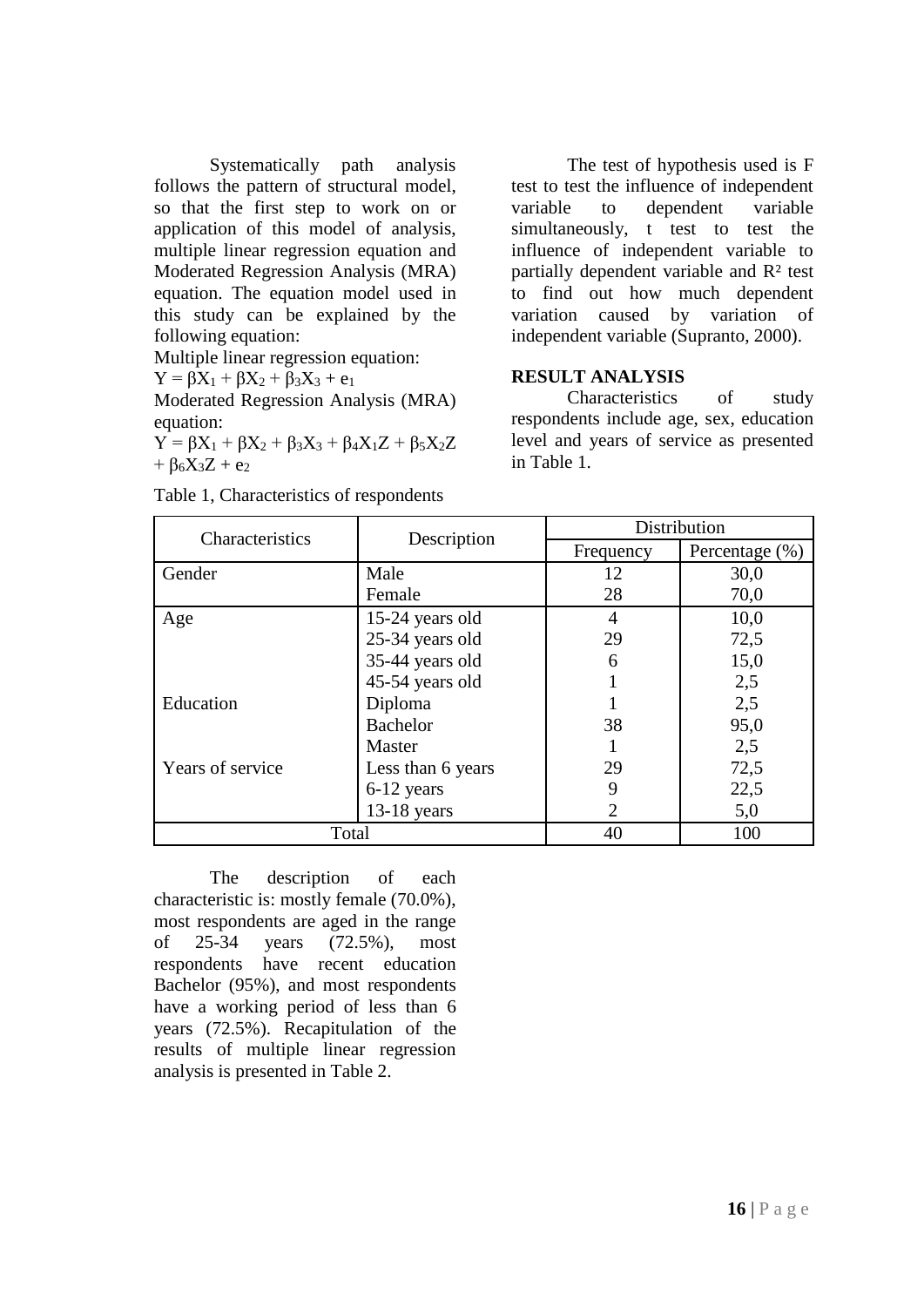Systematically path analysis follows the pattern of structural model, so that the first step to work on or application of this model of analysis, multiple linear regression equation and Moderated Regression Analysis (MRA) equation. The equation model used in this study can be explained by the following equation:

Multiple linear regression equation:

$Y = \beta X_1 + \beta X_2 + \beta_3 X_3 + e_1$

Moderated Regression Analysis (MRA) equation:

$Y = \beta X_1 + \beta X_2 + \beta_3 X_3 + \beta_4 X_1 Z + \beta_5 X_2 Z + \beta_6 X_3 Z + e_2$

The test of hypothesis used is F test to test the influence of independent variable to dependent variable simultaneously, t test to test the influence of independent variable to partially dependent variable and $R^2$ test to find out how much dependent variation caused by variation of independent variable (Supranto, 2000).

## RESULT ANALYSIS

Characteristics of study respondents include age, sex, education level and years of service as presented in Table 1.

Table 1, Characteristics of respondents

| Characteristics | Description | Distribution | |
|---|---|---|---|
| | | Frequency | Percentage (%) |
| Gender | Male | 12 | 30,0 |
| | Female | 28 | 70,0 |
| Age | 15-24 years old | 4 | 10,0 |
| | 25-34 years old | 29 | 72,5 |
| | 35-44 years old | 6 | 15,0 |
| | 45-54 years old | 1 | 2,5 |
| Education | Diploma | 1 | 2,5 |
| | Bachelor | 38 | 95,0 |
| | Master | 1 | 2,5 |
| Years of service | Less than 6 years | 29 | 72,5 |
| | 6-12 years | 9 | 22,5 |
| | 13-18 years | 2 | 5,0 |
| Total | | 40 | 100 |

The description of each characteristic is: mostly female (70.0%), most respondents are aged in the range of 25-34 years (72.5%), most respondents have recent education Bachelor (95%), and most respondents have a working period of less than 6 years (72.5%). Recapitulation of the results of multiple linear regression analysis is presented in Table 2.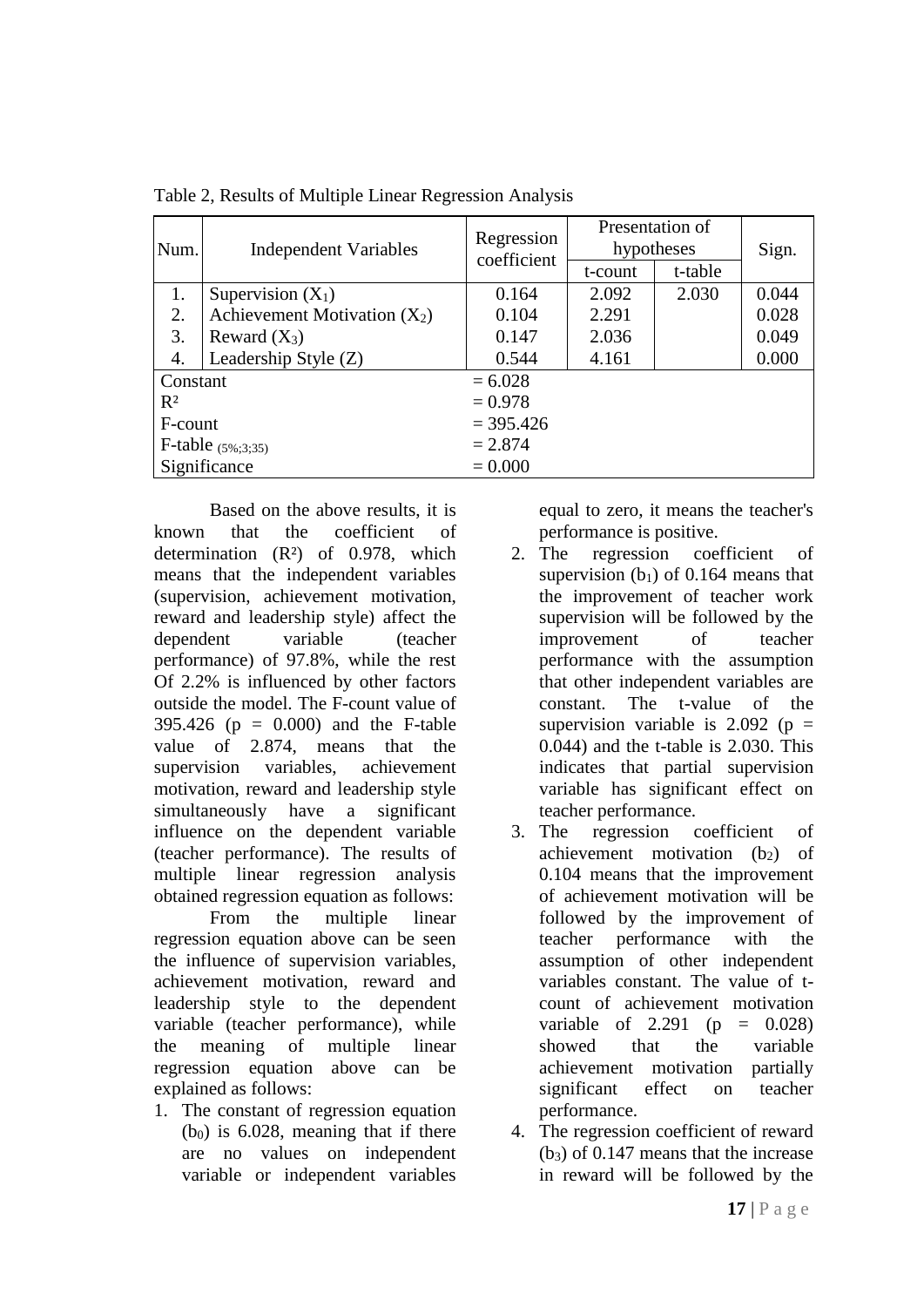Table 2, Results of Multiple Linear Regression Analysis

| Num. | Independent Variables | Regression coefficient | Presentation of hypotheses | | Sign. |
|---|---|---|---|---|---|
| | | | t-count | t-table | |
| 1. | Supervision ($X_1$) | 0.164 | 2.092 | 2.030 | 0.044 |
| 2. | Achievement Motivation ($X_2$) | 0.104 | 2.291 | | 0.028 |
| 3. | Reward ($X_3$) | 0.147 | 2.036 | | 0.049 |
| 4. | Leadership Style (Z) | 0.544 | 4.161 | | 0.000 |
| Constant | | = 6.028 | | | |
| $R^2$ | | = 0.978 | | | |
| F-count | | = 395.426 | | | |
| F-table $_{(5\%;3;35)}$ | | = 2.874 | | | |
| Significance | | = 0.000 | | | |

Based on the above results, it is known that the coefficient of determination ($R^2$) of 0.978, which means that the independent variables (supervision, achievement motivation, reward and leadership style) affect the dependent variable (teacher performance) of 97.8%, while the rest Of 2.2% is influenced by other factors outside the model. The F-count value of 395.426 (p = 0.000) and the F-table value of 2.874, means that the supervision variables, achievement motivation, reward and leadership style simultaneously have a significant influence on the dependent variable (teacher performance). The results of multiple linear regression analysis obtained regression equation as follows:

From the multiple linear regression equation above can be seen the influence of supervision variables, achievement motivation, reward and leadership style to the dependent variable (teacher performance), while the meaning of multiple linear regression equation above can be explained as follows:

1. The constant of regression equation ($b_0$) is 6.028, meaning that if there are no values on independent variable or independent variables equal to zero, it means the teacher's performance is positive.
2. The regression coefficient of supervision ($b_1$) of 0.164 means that the improvement of teacher work supervision will be followed by the improvement of teacher performance with the assumption that other independent variables are constant. The t-value of the supervision variable is 2.092 (p = 0.044) and the t-table is 2.030. This indicates that partial supervision variable has significant effect on teacher performance.
3. The regression coefficient of achievement motivation ($b_2$) of 0.104 means that the improvement of achievement motivation will be followed by the improvement of teacher performance with the assumption of other independent variables constant. The value of t-count of achievement motivation variable of 2.291 (p = 0.028) showed that the variable achievement motivation partially significant effect on teacher performance.
4. The regression coefficient of reward ($b_3$) of 0.147 means that the increase in reward will be followed by the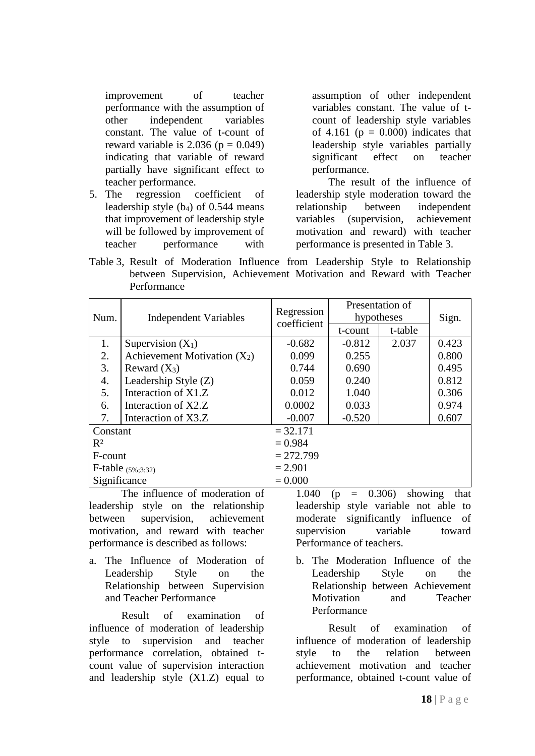improvement of teacher performance with the assumption of other independent variables constant. The value of t-count of reward variable is 2.036 ($p = 0.049$) indicating that variable of reward partially have significant effect to teacher performance.

5. The regression coefficient of leadership style ($b_4$) of 0.544 means that improvement of leadership style will be followed by improvement of teacher performance with assumption of other independent variables constant. The value of t-count of leadership style variables of 4.161 ($p = 0.000$) indicates that leadership style variables partially significant effect on teacher performance.

The result of the influence of leadership style moderation toward the relationship between independent variables (supervision, achievement motivation and reward) with teacher performance is presented in Table 3.

Table 3, Result of Moderation Influence from Leadership Style to Relationship between Supervision, Achievement Motivation and Reward with Teacher Performance

| Num. | Independent Variables | Regression coefficient | Presentation of hypotheses | | Sign. |
|---|---|---|---|---|---|
| | | | t-count | t-table | |
| 1. | Supervision ($X_1$) | -0.682 | -0.812 | 2.037 | 0.423 |
| 2. | Achievement Motivation ($X_2$) | 0.099 | 0.255 | | 0.800 |
| 3. | Reward ($X_3$) | 0.744 | 0.690 | | 0.495 |
| 4. | Leadership Style (Z) | 0.059 | 0.240 | | 0.812 |
| 5. | Interaction of X1.Z | 0.012 | 1.040 | | 0.306 |
| 6. | Interaction of X2.Z | 0.0002 | 0.033 | | 0.974 |
| 7. | Interaction of X3.Z | -0.007 | -0.520 | | 0.607 |
| Constant | | = 32.171 | | | |
| $R^2$ | | = 0.984 | | | |
| F-count | | = 272.799 | | | |
| F-table $_{(5\%;3;32)}$ | | = 2.901 | | | |
| Significance | | = 0.000 | | | |

The influence of moderation of leadership style on the relationship between supervision, achievement motivation, and reward with teacher performance is described as follows:

a. The Influence of Moderation of Leadership Style on the Relationship between Supervision and Teacher Performance

Result of examination of influence of moderation of leadership style to supervision and teacher performance correlation, obtained t-count value of supervision interaction and leadership style (X1.Z) equal to 1.040 ($p = 0.306$) showing that leadership style variable not able to moderate significantly influence of supervision variable toward Performance of teachers.

b. The Moderation Influence of the Leadership Style on the Relationship between Achievement Motivation and Teacher Performance

Result of examination of influence of moderation of leadership style to the relation between achievement motivation and teacher performance, obtained t-count value of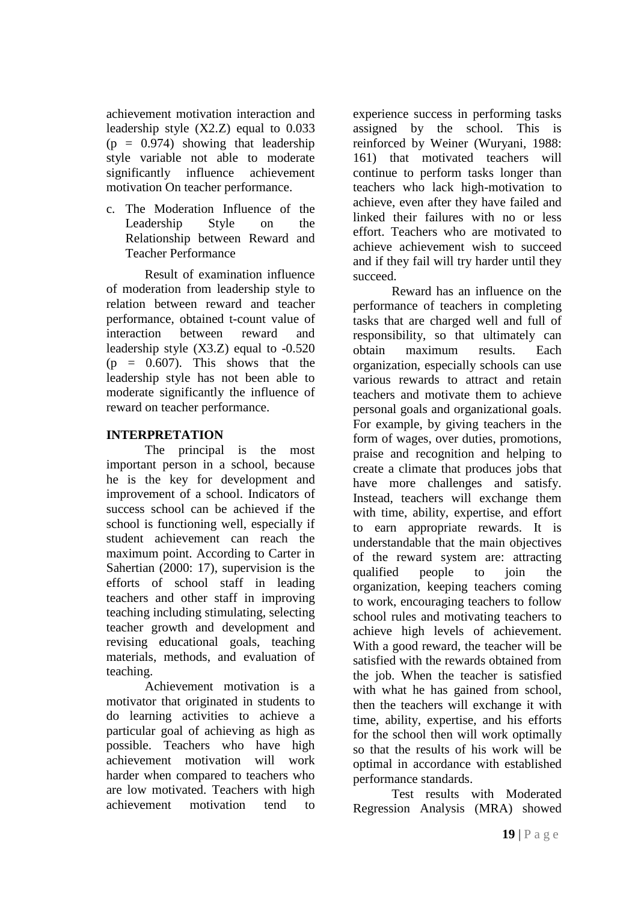achievement motivation interaction and leadership style (X2.Z) equal to 0.033 ($p = 0.974$) showing that leadership style variable not able to moderate significantly influence achievement motivation On teacher performance.

c. The Moderation Influence of the Leadership Style on the Relationship between Reward and Teacher Performance

Result of examination influence of moderation from leadership style to relation between reward and teacher performance, obtained t-count value of interaction between reward and leadership style (X3.Z) equal to -0.520 ($p = 0.607$). This shows that the leadership style has not been able to moderate significantly the influence of reward on teacher performance.

## INTERPRETATION

The principal is the most important person in a school, because he is the key for development and improvement of a school. Indicators of success school can be achieved if the school is functioning well, especially if student achievement can reach the maximum point. According to Carter in Sahertian (2000: 17), supervision is the efforts of school staff in leading teachers and other staff in improving teaching including stimulating, selecting teacher growth and development and revising educational goals, teaching materials, methods, and evaluation of teaching.

Achievement motivation is a motivator that originated in students to do learning activities to achieve a particular goal of achieving as high as possible. Teachers who have high achievement motivation will work harder when compared to teachers who are low motivated. Teachers with high achievement motivation tend to experience success in performing tasks assigned by the school. This is reinforced by Weiner (Wuryani, 1988: 161) that motivated teachers will continue to perform tasks longer than teachers who lack high-motivation to achieve, even after they have failed and linked their failures with no or less effort. Teachers who are motivated to achieve achievement wish to succeed and if they fail will try harder until they succeed.

Reward has an influence on the performance of teachers in completing tasks that are charged well and full of responsibility, so that ultimately can obtain maximum results. Each organization, especially schools can use various rewards to attract and retain teachers and motivate them to achieve personal goals and organizational goals. For example, by giving teachers in the form of wages, over duties, promotions, praise and recognition and helping to create a climate that produces jobs that have more challenges and satisfy. Instead, teachers will exchange them with time, ability, expertise, and effort to earn appropriate rewards. It is understandable that the main objectives of the reward system are: attracting qualified people to join the organization, keeping teachers coming to work, encouraging teachers to follow school rules and motivating teachers to achieve high levels of achievement. With a good reward, the teacher will be satisfied with the rewards obtained from the job. When the teacher is satisfied with what he has gained from school, then the teachers will exchange it with time, ability, expertise, and his efforts for the school then will work optimally so that the results of his work will be optimal in accordance with established performance standards.

Test results with Moderated Regression Analysis (MRA) showed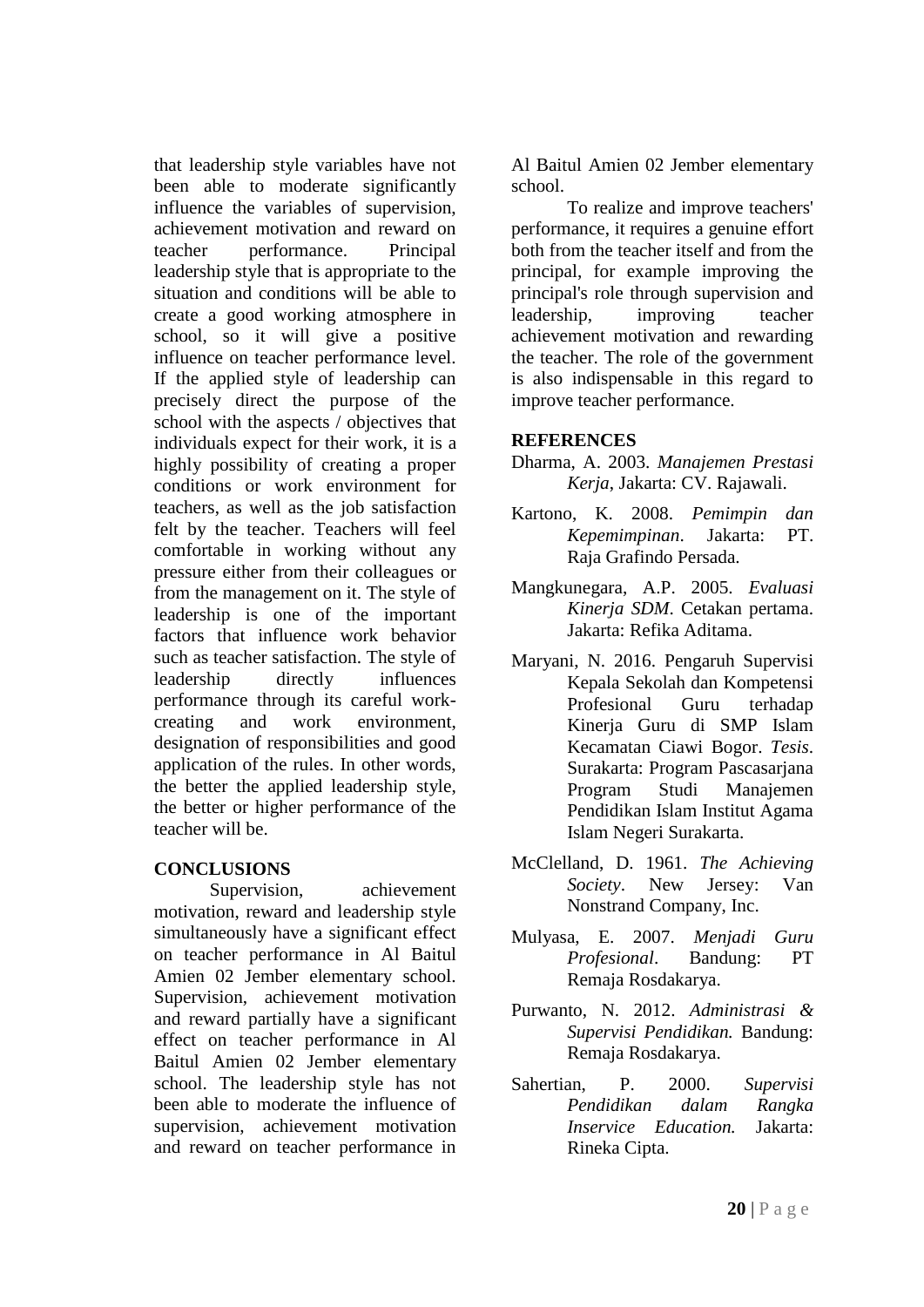that leadership style variables have not been able to moderate significantly influence the variables of supervision, achievement motivation and reward on teacher performance. Principal leadership style that is appropriate to the situation and conditions will be able to create a good working atmosphere in school, so it will give a positive influence on teacher performance level. If the applied style of leadership can precisely direct the purpose of the school with the aspects / objectives that individuals expect for their work, it is a highly possibility of creating a proper conditions or work environment for teachers, as well as the job satisfaction felt by the teacher. Teachers will feel comfortable in working without any pressure either from their colleagues or from the management on it. The style of leadership is one of the important factors that influence work behavior such as teacher satisfaction. The style of leadership directly influences performance through its careful work-creating and work environment, designation of responsibilities and good application of the rules. In other words, the better the applied leadership style, the better or higher performance of the teacher will be.

## CONCLUSIONS

Supervision, achievement motivation, reward and leadership style simultaneously have a significant effect on teacher performance in Al Baitul Amien 02 Jember elementary school. Supervision, achievement motivation and reward partially have a significant effect on teacher performance in Al Baitul Amien 02 Jember elementary school. The leadership style has not been able to moderate the influence of supervision, achievement motivation and reward on teacher performance in Al Baitul Amien 02 Jember elementary school.

To realize and improve teachers' performance, it requires a genuine effort both from the teacher itself and from the principal, for example improving the principal's role through supervision and leadership, improving teacher achievement motivation and rewarding the teacher. The role of the government is also indispensable in this regard to improve teacher performance.

## REFERENCES

Dharma, A. 2003. *Manajemen Prestasi Kerja*, Jakarta: CV. Rajawali.

Kartono, K. 2008. *Pemimpin dan Kepemimpinan*. Jakarta: PT. Raja Grafindo Persada.

Mangkunegara, A.P. 2005. *Evaluasi Kinerja SDM*. Cetakan pertama. Jakarta: Refika Aditama.

Maryani, N. 2016. Pengaruh Supervisi Kepala Sekolah dan Kompetensi Profesional Guru terhadap Kinerja Guru di SMP Islam Kecamatan Ciawi Bogor. *Tesis*. Surakarta: Program Pascasarjana Program Studi Manajemen Pendidikan Islam Institut Agama Islam Negeri Surakarta.

McClelland, D. 1961. *The Achieving Society*. New Jersey: Van Nonstrand Company, Inc.

Mulyasa, E. 2007. *Menjadi Guru Profesional*. Bandung: PT Remaja Rosdakarya.

Purwanto, N. 2012. *Administrasi & Supervisi Pendidikan.* Bandung: Remaja Rosdakarya.

Sahertian, P. 2000. *Supervisi Pendidikan dalam Rangka Inservice Education.* Jakarta: Rineka Cipta.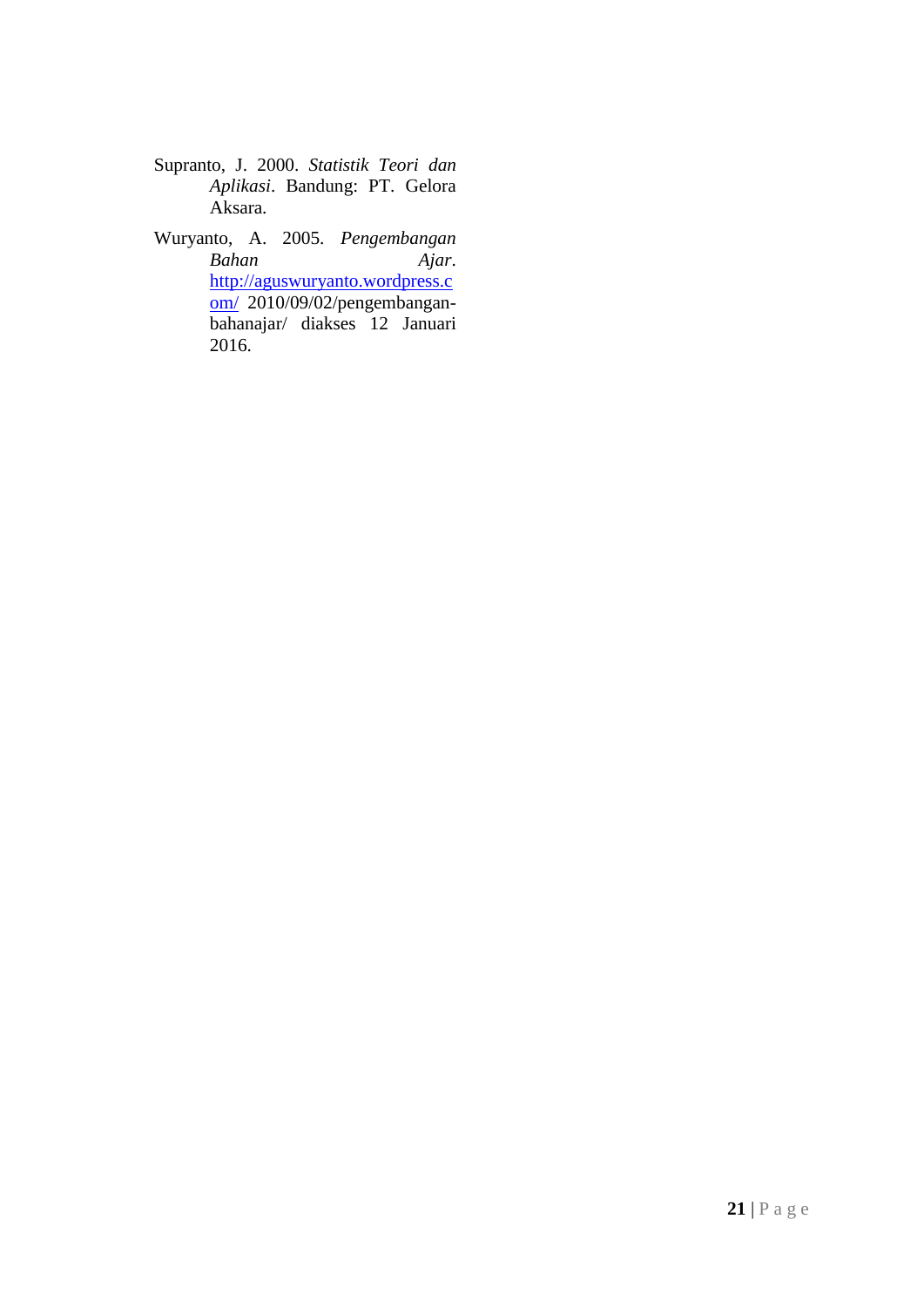Supranto, J. 2000. *Statistik Teori dan Aplikasi*. Bandung: PT. Gelora Aksara.

Wuryanto, A. 2005. *Pengembangan Bahan Ajar*. http://aguswuryanto.wordpress.com/ 2010/09/02/pengembangan-bahanajar/ diakses 12 Januari 2016.